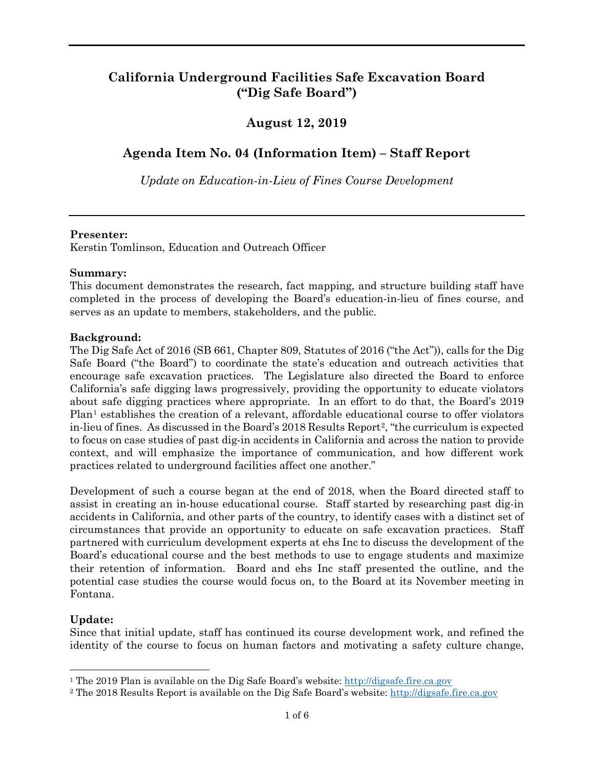# California Underground Facilities Safe Excavation Board ("Dig Safe Board")

## August 12, 2019

## Agenda Item No. 04 (Information Item) – Staff Report

*Update on Education-in-Lieu of Fines Course Development*

---

**Presenter:**
Kerstin Tomlinson, Education and Outreach Officer

**Summary:**
This document demonstrates the research, fact mapping, and structure building staff have completed in the process of developing the Board's education-in-lieu of fines course, and serves as an update to members, stakeholders, and the public.

**Background:**
The Dig Safe Act of 2016 (SB 661, Chapter 809, Statutes of 2016 ("the Act")), calls for the Dig Safe Board ("the Board") to coordinate the state's education and outreach activities that encourage safe excavation practices. The Legislature also directed the Board to enforce California's safe digging laws progressively, providing the opportunity to educate violators about safe digging practices where appropriate. In an effort to do that, the Board's 2019 Plan[1] establishes the creation of a relevant, affordable educational course to offer violators in-lieu of fines. As discussed in the Board's 2018 Results Report[2], "the curriculum is expected to focus on case studies of past dig-in accidents in California and across the nation to provide context, and will emphasize the importance of communication, and how different work practices related to underground facilities affect one another."

Development of such a course began at the end of 2018, when the Board directed staff to assist in creating an in-house educational course. Staff started by researching past dig-in accidents in California, and other parts of the country, to identify cases with a distinct set of circumstances that provide an opportunity to educate on safe excavation practices. Staff partnered with curriculum development experts at ehs Inc to discuss the development of the Board's educational course and the best methods to use to engage students and maximize their retention of information. Board and ehs Inc staff presented the outline, and the potential case studies the course would focus on, to the Board at its November meeting in Fontana.

**Update:**
Since that initial update, staff has continued its course development work, and refined the identity of the course to focus on human factors and motivating a safety culture change,

---

[1] The 2019 Plan is available on the Dig Safe Board's website: http://digsafe.fire.ca.gov

[2] The 2018 Results Report is available on the Dig Safe Board's website: http://digsafe.fire.ca.gov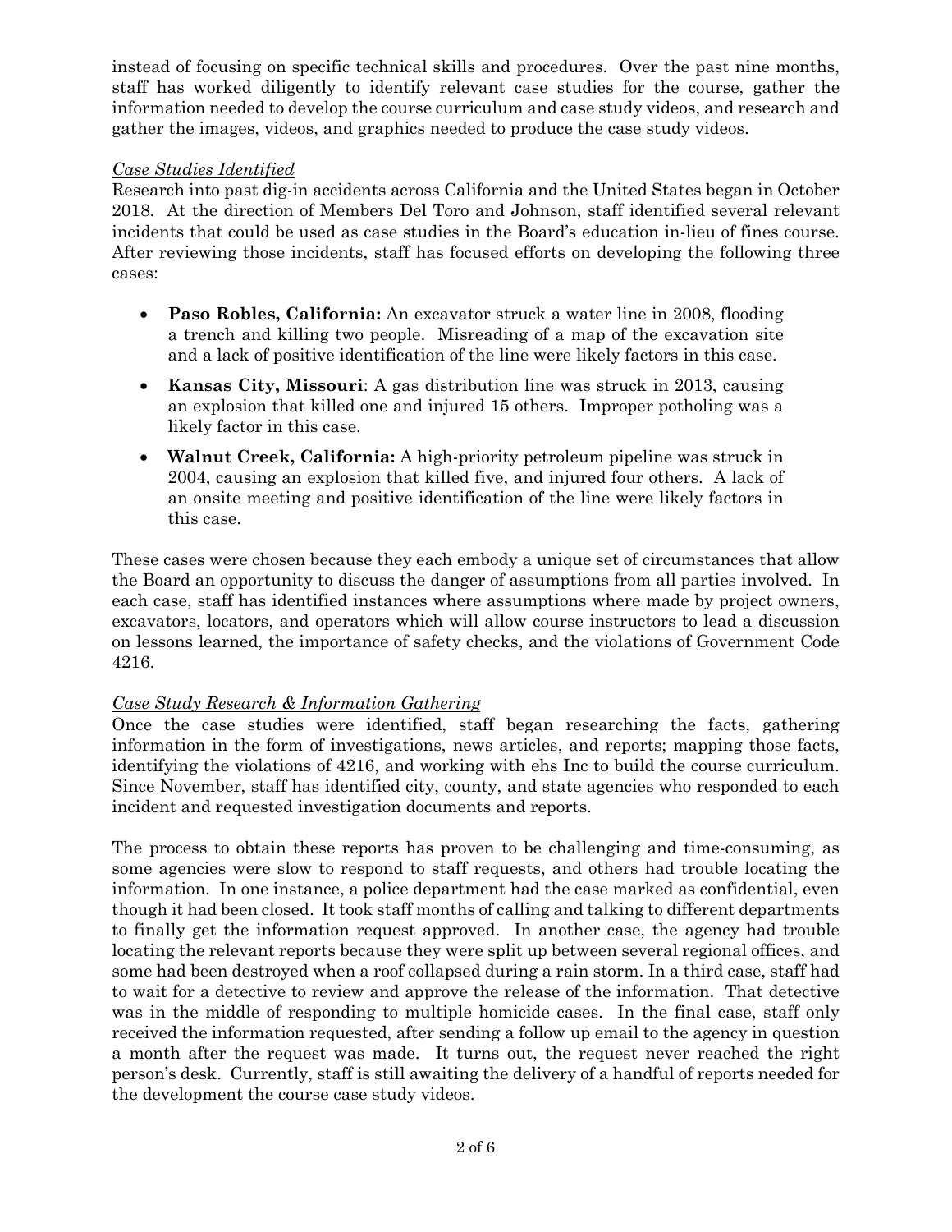instead of focusing on specific technical skills and procedures. Over the past nine months, staff has worked diligently to identify relevant case studies for the course, gather the information needed to develop the course curriculum and case study videos, and research and gather the images, videos, and graphics needed to produce the case study videos.

*Case Studies Identified*

Research into past dig-in accidents across California and the United States began in October 2018. At the direction of Members Del Toro and Johnson, staff identified several relevant incidents that could be used as case studies in the Board's education in-lieu of fines course. After reviewing those incidents, staff has focused efforts on developing the following three cases:

- **Paso Robles, California:** An excavator struck a water line in 2008, flooding a trench and killing two people. Misreading of a map of the excavation site and a lack of positive identification of the line were likely factors in this case.
- **Kansas City, Missouri**: A gas distribution line was struck in 2013, causing an explosion that killed one and injured 15 others. Improper potholing was a likely factor in this case.
- **Walnut Creek, California:** A high-priority petroleum pipeline was struck in 2004, causing an explosion that killed five, and injured four others. A lack of an onsite meeting and positive identification of the line were likely factors in this case.

These cases were chosen because they each embody a unique set of circumstances that allow the Board an opportunity to discuss the danger of assumptions from all parties involved. In each case, staff has identified instances where assumptions where made by project owners, excavators, locators, and operators which will allow course instructors to lead a discussion on lessons learned, the importance of safety checks, and the violations of Government Code 4216.

*Case Study Research & Information Gathering*

Once the case studies were identified, staff began researching the facts, gathering information in the form of investigations, news articles, and reports; mapping those facts, identifying the violations of 4216, and working with ehs Inc to build the course curriculum. Since November, staff has identified city, county, and state agencies who responded to each incident and requested investigation documents and reports.

The process to obtain these reports has proven to be challenging and time-consuming, as some agencies were slow to respond to staff requests, and others had trouble locating the information. In one instance, a police department had the case marked as confidential, even though it had been closed. It took staff months of calling and talking to different departments to finally get the information request approved. In another case, the agency had trouble locating the relevant reports because they were split up between several regional offices, and some had been destroyed when a roof collapsed during a rain storm. In a third case, staff had to wait for a detective to review and approve the release of the information. That detective was in the middle of responding to multiple homicide cases. In the final case, staff only received the information requested, after sending a follow up email to the agency in question a month after the request was made. It turns out, the request never reached the right person's desk. Currently, staff is still awaiting the delivery of a handful of reports needed for the development the course case study videos.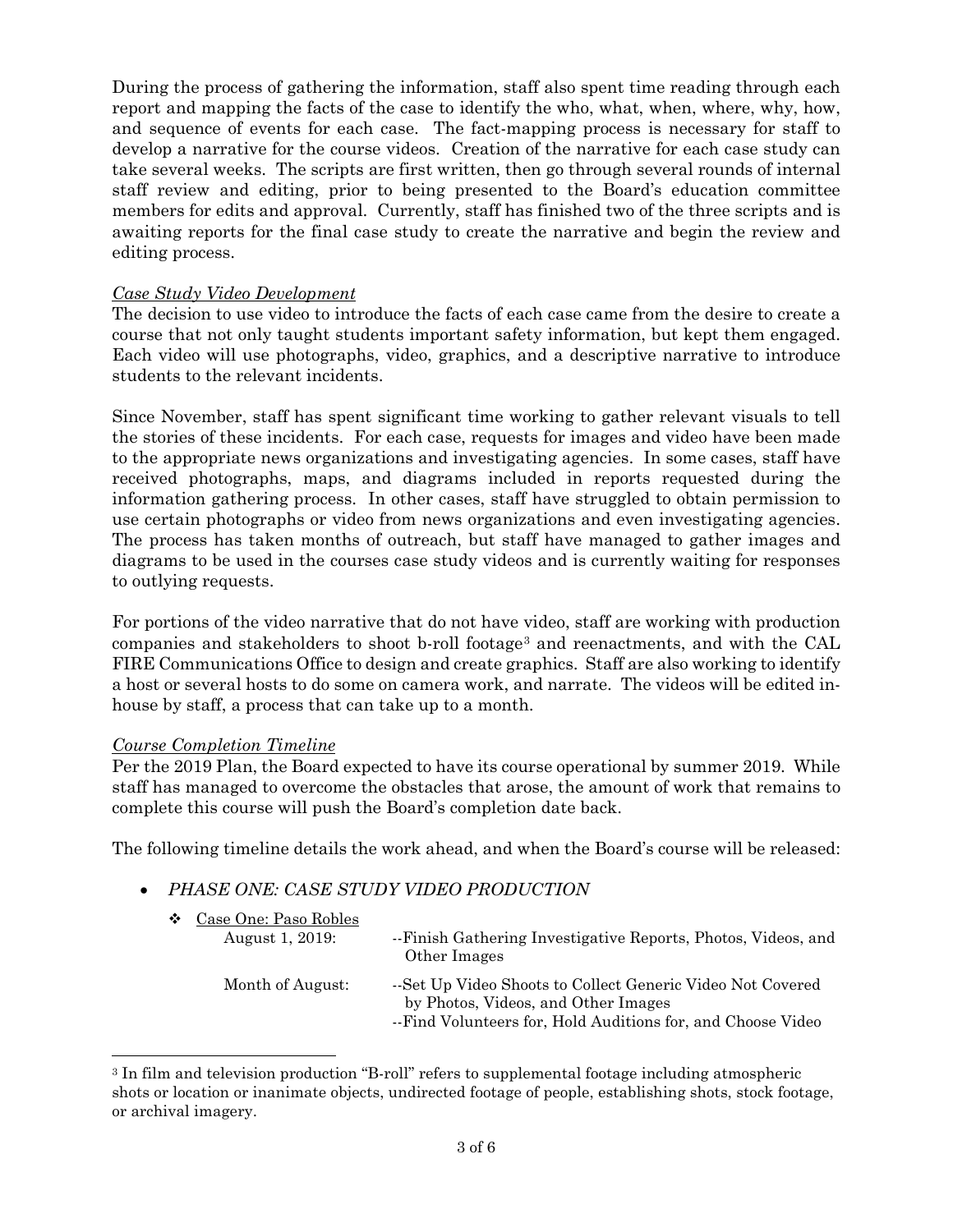During the process of gathering the information, staff also spent time reading through each report and mapping the facts of the case to identify the who, what, when, where, why, how, and sequence of events for each case. The fact-mapping process is necessary for staff to develop a narrative for the course videos. Creation of the narrative for each case study can take several weeks. The scripts are first written, then go through several rounds of internal staff review and editing, prior to being presented to the Board's education committee members for edits and approval. Currently, staff has finished two of the three scripts and is awaiting reports for the final case study to create the narrative and begin the review and editing process.

*Case Study Video Development*

The decision to use video to introduce the facts of each case came from the desire to create a course that not only taught students important safety information, but kept them engaged. Each video will use photographs, video, graphics, and a descriptive narrative to introduce students to the relevant incidents.

Since November, staff has spent significant time working to gather relevant visuals to tell the stories of these incidents. For each case, requests for images and video have been made to the appropriate news organizations and investigating agencies. In some cases, staff have received photographs, maps, and diagrams included in reports requested during the information gathering process. In other cases, staff have struggled to obtain permission to use certain photographs or video from news organizations and even investigating agencies. The process has taken months of outreach, but staff have managed to gather images and diagrams to be used in the courses case study videos and is currently waiting for responses to outlying requests.

For portions of the video narrative that do not have video, staff are working with production companies and stakeholders to shoot b-roll footage[3] and reenactments, and with the CAL FIRE Communications Office to design and create graphics. Staff are also working to identify a host or several hosts to do some on camera work, and narrate. The videos will be edited in-house by staff, a process that can take up to a month.

*Course Completion Timeline*

Per the 2019 Plan, the Board expected to have its course operational by summer 2019. While staff has managed to overcome the obstacles that arose, the amount of work that remains to complete this course will push the Board's completion date back.

The following timeline details the work ahead, and when the Board's course will be released:

- *PHASE ONE: CASE STUDY VIDEO PRODUCTION*
  - Case One: Paso Robles

    | | |
    |---|---|
    | August 1, 2019: | --Finish Gathering Investigative Reports, Photos, Videos, and Other Images |
    | Month of August: | --Set Up Video Shoots to Collect Generic Video Not Covered by Photos, Videos, and Other Images<br>--Find Volunteers for, Hold Auditions for, and Choose Video |

[3] In film and television production "B-roll" refers to supplemental footage including atmospheric shots or location or inanimate objects, undirected footage of people, establishing shots, stock footage, or archival imagery.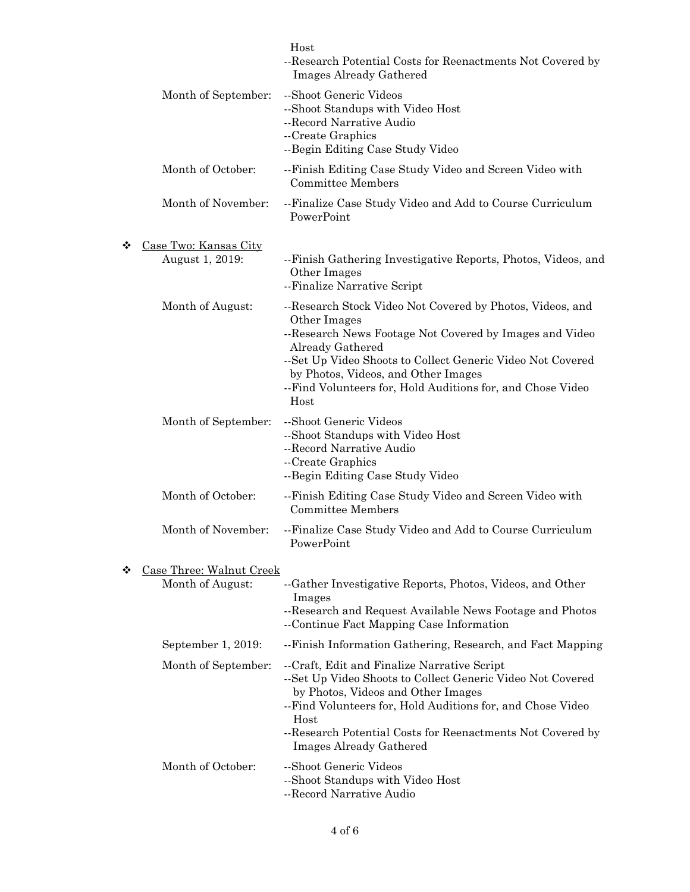Host
--Research Potential Costs for Reenactments Not Covered by Images Already Gathered

Month of September:
- --Shoot Generic Videos
- --Shoot Standups with Video Host
- --Record Narrative Audio
- --Create Graphics
- --Begin Editing Case Study Video

Month of October:
- --Finish Editing Case Study Video and Screen Video with Committee Members

Month of November:
- --Finalize Case Study Video and Add to Course Curriculum PowerPoint

❖ <u>Case Two: Kansas City</u>

August 1, 2019:
- --Finish Gathering Investigative Reports, Photos, Videos, and Other Images
- --Finalize Narrative Script

Month of August:
- --Research Stock Video Not Covered by Photos, Videos, and Other Images
- --Research News Footage Not Covered by Images and Video Already Gathered
- --Set Up Video Shoots to Collect Generic Video Not Covered by Photos, Videos, and Other Images
- --Find Volunteers for, Hold Auditions for, and Chose Video Host

Month of September:
- --Shoot Generic Videos
- --Shoot Standups with Video Host
- --Record Narrative Audio
- --Create Graphics
- --Begin Editing Case Study Video

Month of October:
- --Finish Editing Case Study Video and Screen Video with Committee Members

Month of November:
- --Finalize Case Study Video and Add to Course Curriculum PowerPoint

❖ <u>Case Three: Walnut Creek</u>

Month of August:
- --Gather Investigative Reports, Photos, Videos, and Other Images
- --Research and Request Available News Footage and Photos
- --Continue Fact Mapping Case Information

September 1, 2019:
- --Finish Information Gathering, Research, and Fact Mapping

Month of September:
- --Craft, Edit and Finalize Narrative Script
- --Set Up Video Shoots to Collect Generic Video Not Covered by Photos, Videos and Other Images
- --Find Volunteers for, Hold Auditions for, and Chose Video Host
- --Research Potential Costs for Reenactments Not Covered by Images Already Gathered

Month of October:
- --Shoot Generic Videos
- --Shoot Standups with Video Host
- --Record Narrative Audio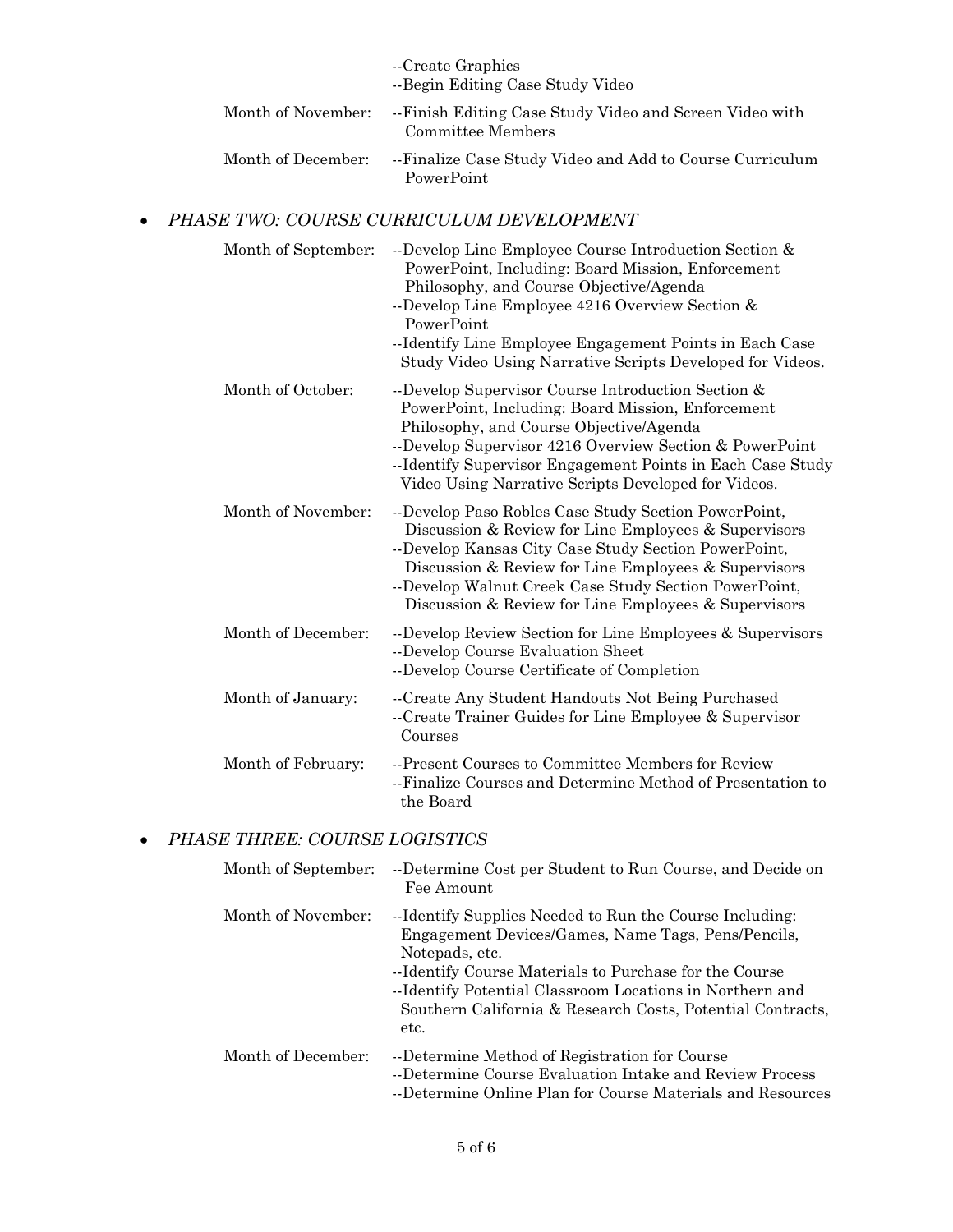| | |
|---|---|
| | --Create Graphics<br>--Begin Editing Case Study Video |
| Month of November: | --Finish Editing Case Study Video and Screen Video with Committee Members |
| Month of December: | --Finalize Case Study Video and Add to Course Curriculum PowerPoint |

- *PHASE TWO: COURSE CURRICULUM DEVELOPMENT*

| | |
|---|---|
| Month of September: | --Develop Line Employee Course Introduction Section & PowerPoint, Including: Board Mission, Enforcement Philosophy, and Course Objective/Agenda<br>--Develop Line Employee 4216 Overview Section & PowerPoint<br>--Identify Line Employee Engagement Points in Each Case Study Video Using Narrative Scripts Developed for Videos. |
| Month of October: | --Develop Supervisor Course Introduction Section & PowerPoint, Including: Board Mission, Enforcement Philosophy, and Course Objective/Agenda<br>--Develop Supervisor 4216 Overview Section & PowerPoint<br>--Identify Supervisor Engagement Points in Each Case Study Video Using Narrative Scripts Developed for Videos. |
| Month of November: | --Develop Paso Robles Case Study Section PowerPoint, Discussion & Review for Line Employees & Supervisors<br>--Develop Kansas City Case Study Section PowerPoint, Discussion & Review for Line Employees & Supervisors<br>--Develop Walnut Creek Case Study Section PowerPoint, Discussion & Review for Line Employees & Supervisors |
| Month of December: | --Develop Review Section for Line Employees & Supervisors<br>--Develop Course Evaluation Sheet<br>--Develop Course Certificate of Completion |
| Month of January: | --Create Any Student Handouts Not Being Purchased<br>--Create Trainer Guides for Line Employee & Supervisor Courses |
| Month of February: | --Present Courses to Committee Members for Review<br>--Finalize Courses and Determine Method of Presentation to the Board |

- *PHASE THREE: COURSE LOGISTICS*

| | |
|---|---|
| Month of September: | --Determine Cost per Student to Run Course, and Decide on Fee Amount |
| Month of November: | --Identify Supplies Needed to Run the Course Including: Engagement Devices/Games, Name Tags, Pens/Pencils, Notepads, etc.<br>--Identify Course Materials to Purchase for the Course<br>--Identify Potential Classroom Locations in Northern and Southern California & Research Costs, Potential Contracts, etc. |
| Month of December: | --Determine Method of Registration for Course<br>--Determine Course Evaluation Intake and Review Process<br>--Determine Online Plan for Course Materials and Resources |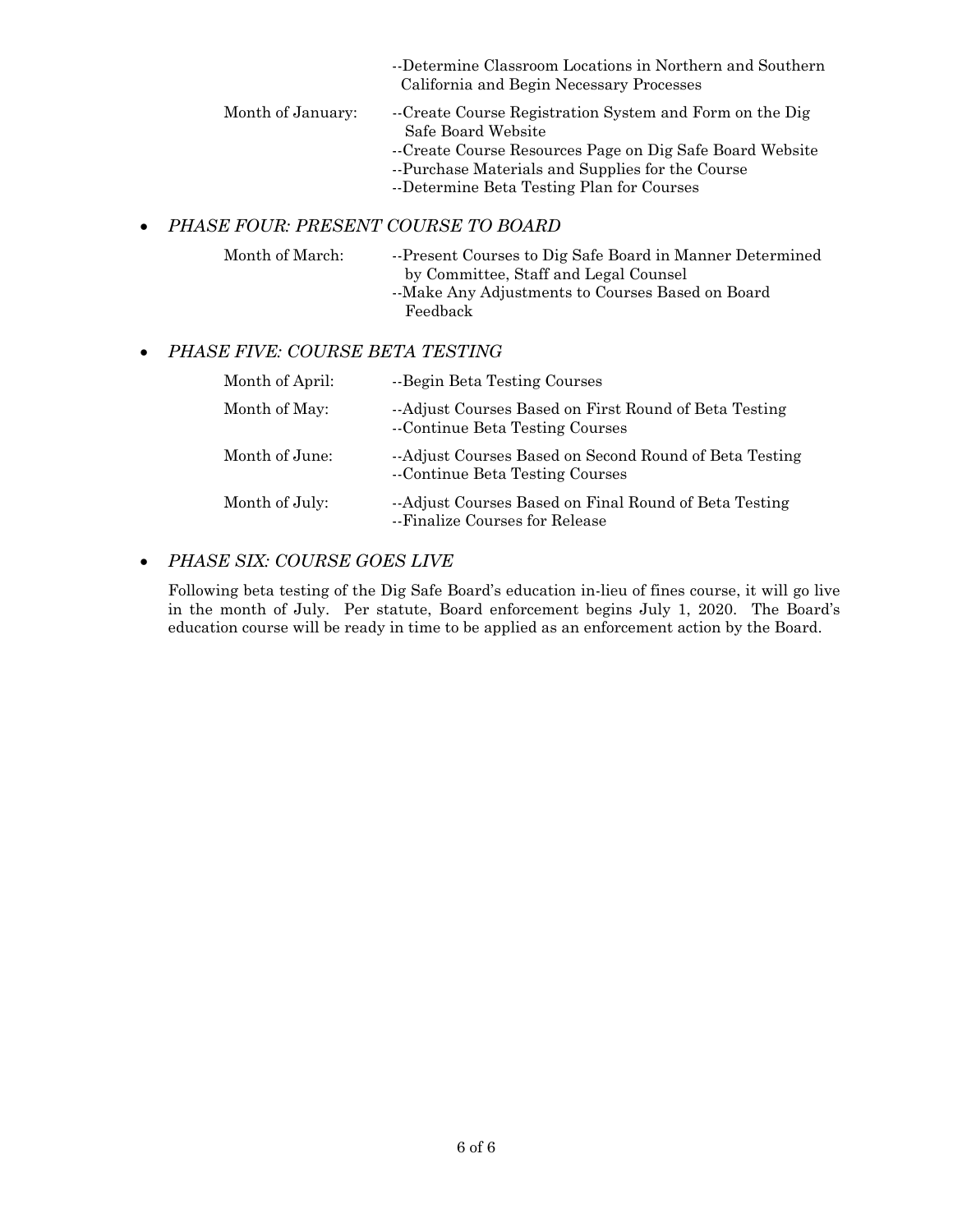| | |
|---|---|
| | --Determine Classroom Locations in Northern and Southern California and Begin Necessary Processes |
| Month of January: | --Create Course Registration System and Form on the Dig Safe Board Website<br>--Create Course Resources Page on Dig Safe Board Website<br>--Purchase Materials and Supplies for the Course<br>--Determine Beta Testing Plan for Courses |

- *PHASE FOUR: PRESENT COURSE TO BOARD*

| | |
|---|---|
| Month of March: | --Present Courses to Dig Safe Board in Manner Determined by Committee, Staff and Legal Counsel<br>--Make Any Adjustments to Courses Based on Board Feedback |

- *PHASE FIVE: COURSE BETA TESTING*

| | |
|---|---|
| Month of April: | --Begin Beta Testing Courses |
| Month of May: | --Adjust Courses Based on First Round of Beta Testing<br>--Continue Beta Testing Courses |
| Month of June: | --Adjust Courses Based on Second Round of Beta Testing<br>--Continue Beta Testing Courses |
| Month of July: | --Adjust Courses Based on Final Round of Beta Testing<br>--Finalize Courses for Release |

- *PHASE SIX: COURSE GOES LIVE*

  Following beta testing of the Dig Safe Board's education in-lieu of fines course, it will go live in the month of July. Per statute, Board enforcement begins July 1, 2020. The Board's education course will be ready in time to be applied as an enforcement action by the Board.